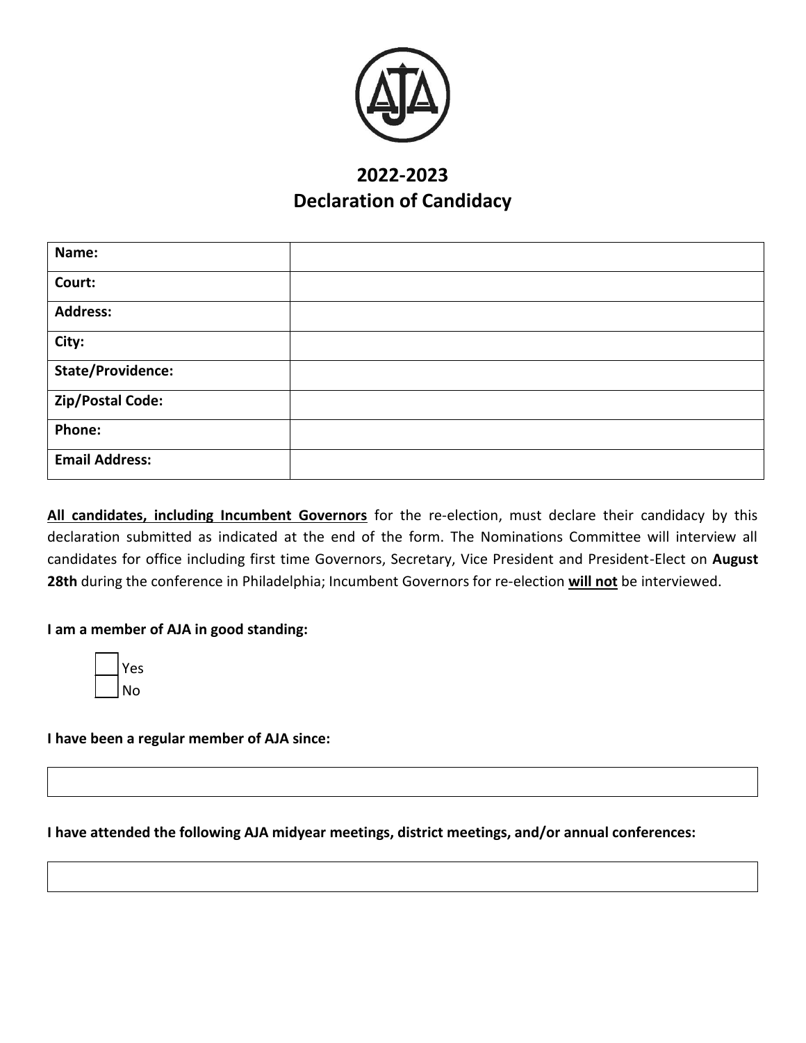# 2022-2023
# Declaration of Candidacy

| Name: | |
|---|---|
| Court: | |
| Address: | |
| City: | |
| State/Providence: | |
| Zip/Postal Code: | |
| Phone: | |
| Email Address: | |

**All candidates, including Incumbent Governors** for the re-election, must declare their candidacy by this declaration submitted as indicated at the end of the form. The Nominations Committee will interview all candidates for office including first time Governors, Secretary, Vice President and President-Elect on **August 28th** during the conference in Philadelphia; Incumbent Governors for re-election **will not** be interviewed.

**I am a member of AJA in good standing:**

- [ ] Yes
- [ ] No

**I have been a regular member of AJA since:**

| |
|---|
| |

**I have attended the following AJA midyear meetings, district meetings, and/or annual conferences:**

| |
|---|
| |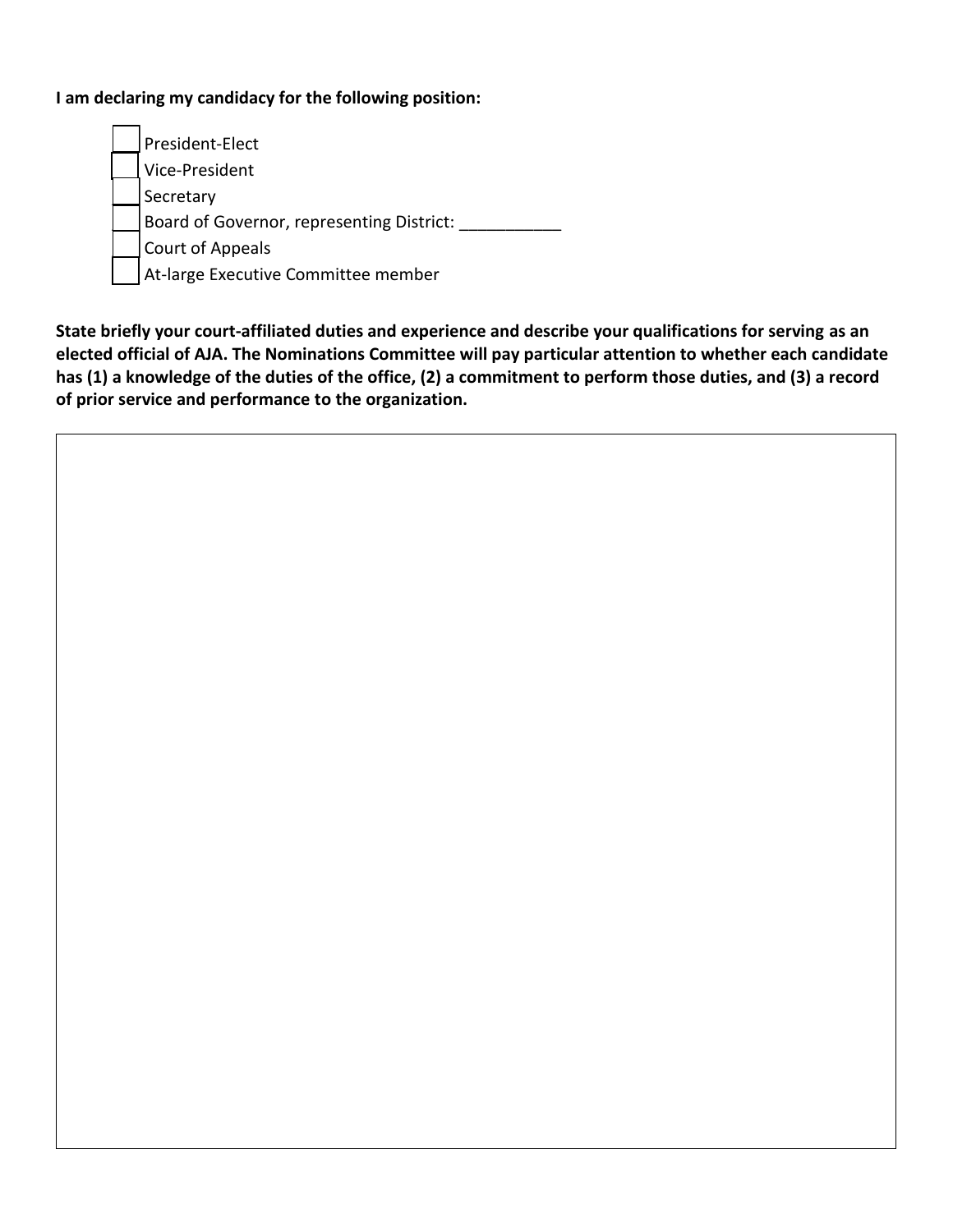**I am declaring my candidacy for the following position:**

- [ ] President-Elect
- [ ] Vice-President
- [ ] Secretary
- [ ] Board of Governor, representing District: ___________
- [ ] Court of Appeals
- [ ] At-large Executive Committee member

**State briefly your court-affiliated duties and experience and describe your qualifications for serving as an elected official of AJA. The Nominations Committee will pay particular attention to whether each candidate has (1) a knowledge of the duties of the office, (2) a commitment to perform those duties, and (3) a record of prior service and performance to the organization.**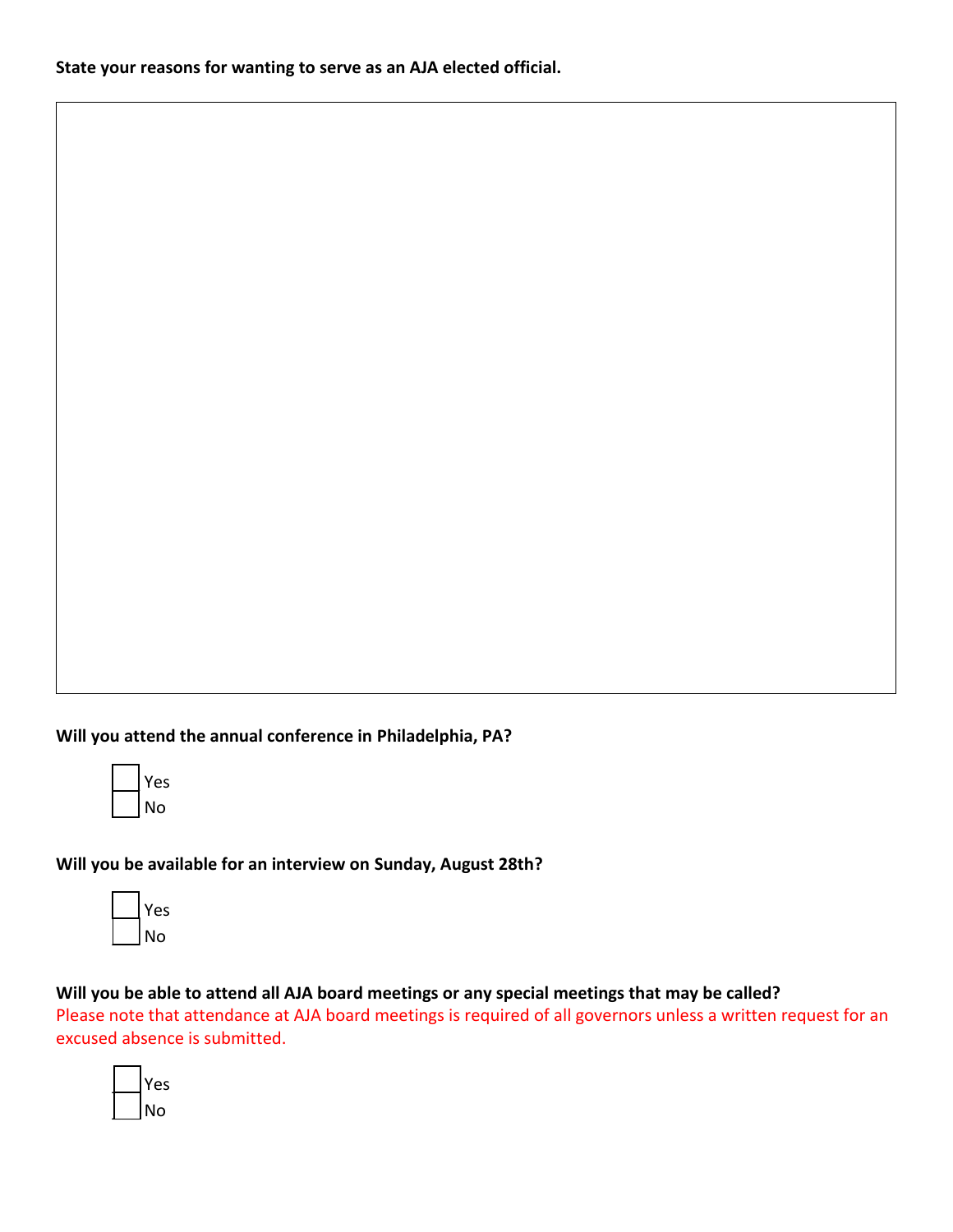**State your reasons for wanting to serve as an AJA elected official.**

**Will you attend the annual conference in Philadelphia, PA?**

- ☐ Yes
- ☐ No

**Will you be available for an interview on Sunday, August 28th?**

- ☐ Yes
- ☐ No

**Will you be able to attend all AJA board meetings or any special meetings that may be called?**

Please note that attendance at AJA board meetings is required of all governors unless a written request for an excused absence is submitted.

- ☐ Yes
- ☐ No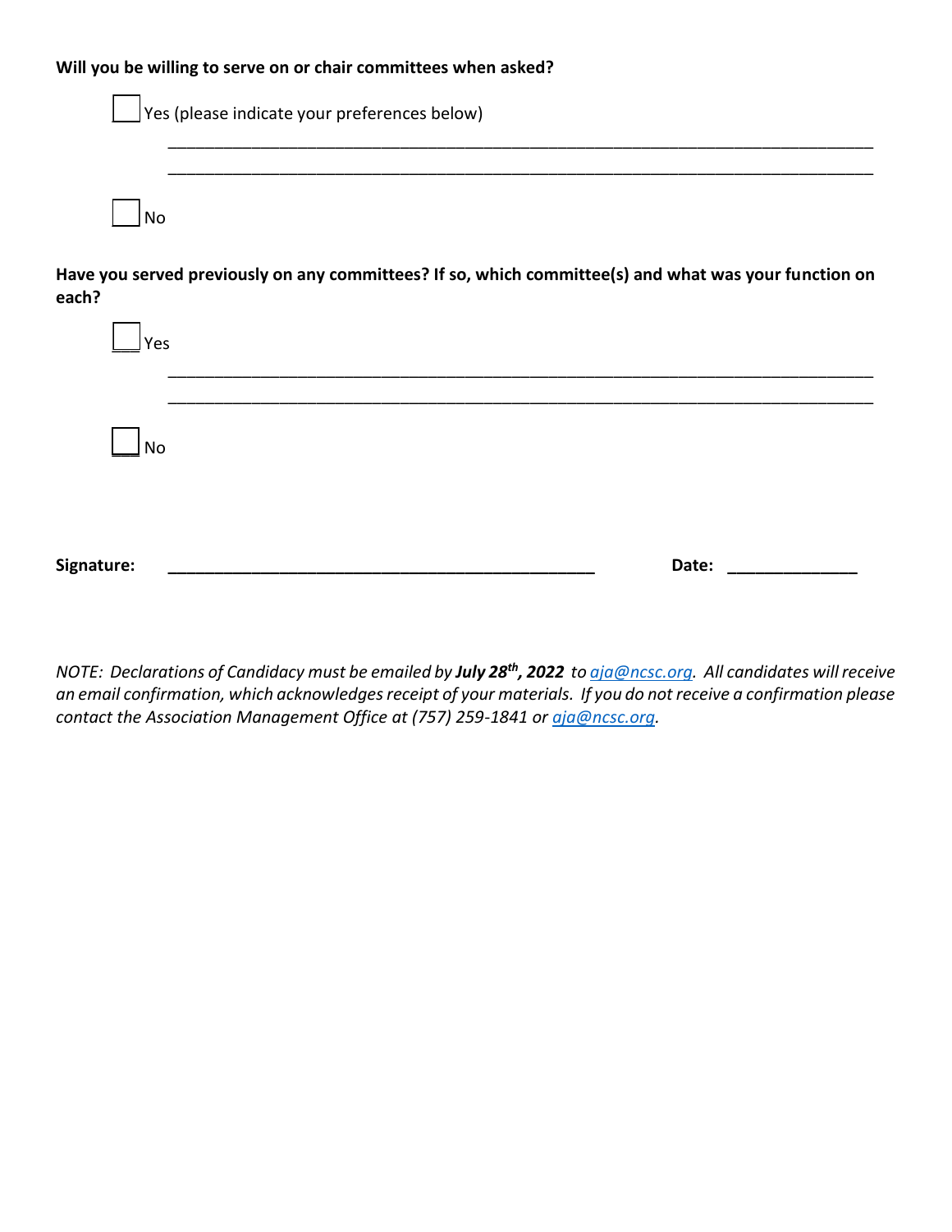**Will you be willing to serve on or chair committees when asked?**

☐ Yes (please indicate your preferences below)

______________________________________________________________________________

______________________________________________________________________________

☐ No

**Have you served previously on any committees? If so, which committee(s) and what was your function on each?**

☐ Yes

______________________________________________________________________________

______________________________________________________________________________

☐ No

**Signature:** ______________________________________________ **Date:** ______________

*NOTE: Declarations of Candidacy must be emailed by **July 28th, 2022** to [aja@ncsc.org](mailto:aja@ncsc.org). All candidates will receive an email confirmation, which acknowledges receipt of your materials. If you do not receive a confirmation please contact the Association Management Office at (757) 259-1841 or [aja@ncsc.org](mailto:aja@ncsc.org).*